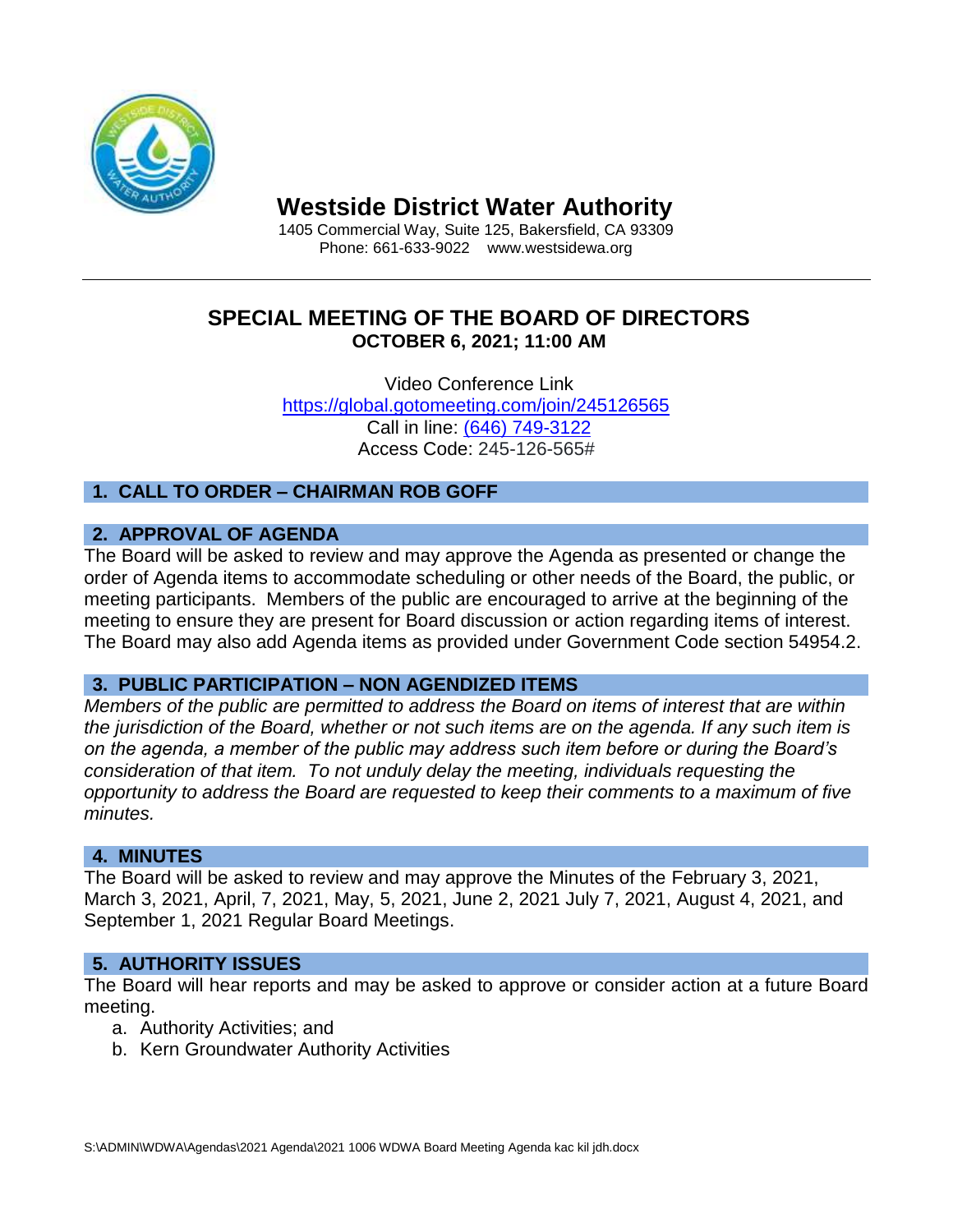# Westside District Water Authority

1405 Commercial Way, Suite 125, Bakersfield, CA 93309
Phone: 661-633-9022 www.westsidewa.org

## SPECIAL MEETING OF THE BOARD OF DIRECTORS
**OCTOBER 6, 2021; 11:00 AM**

Video Conference Link
https://global.gotomeeting.com/join/245126565
Call in line: (646) 749-3122
Access Code: 245-126-565#

### 1. CALL TO ORDER – CHAIRMAN ROB GOFF

### 2. APPROVAL OF AGENDA

The Board will be asked to review and may approve the Agenda as presented or change the order of Agenda items to accommodate scheduling or other needs of the Board, the public, or meeting participants. Members of the public are encouraged to arrive at the beginning of the meeting to ensure they are present for Board discussion or action regarding items of interest. The Board may also add Agenda items as provided under Government Code section 54954.2.

### 3. PUBLIC PARTICIPATION – NON AGENDIZED ITEMS

*Members of the public are permitted to address the Board on items of interest that are within the jurisdiction of the Board, whether or not such items are on the agenda. If any such item is on the agenda, a member of the public may address such item before or during the Board's consideration of that item. To not unduly delay the meeting, individuals requesting the opportunity to address the Board are requested to keep their comments to a maximum of five minutes.*

### 4. MINUTES

The Board will be asked to review and may approve the Minutes of the February 3, 2021, March 3, 2021, April, 7, 2021, May, 5, 2021, June 2, 2021 July 7, 2021, August 4, 2021, and September 1, 2021 Regular Board Meetings.

### 5. AUTHORITY ISSUES

The Board will hear reports and may be asked to approve or consider action at a future Board meeting.

a. Authority Activities; and
b. Kern Groundwater Authority Activities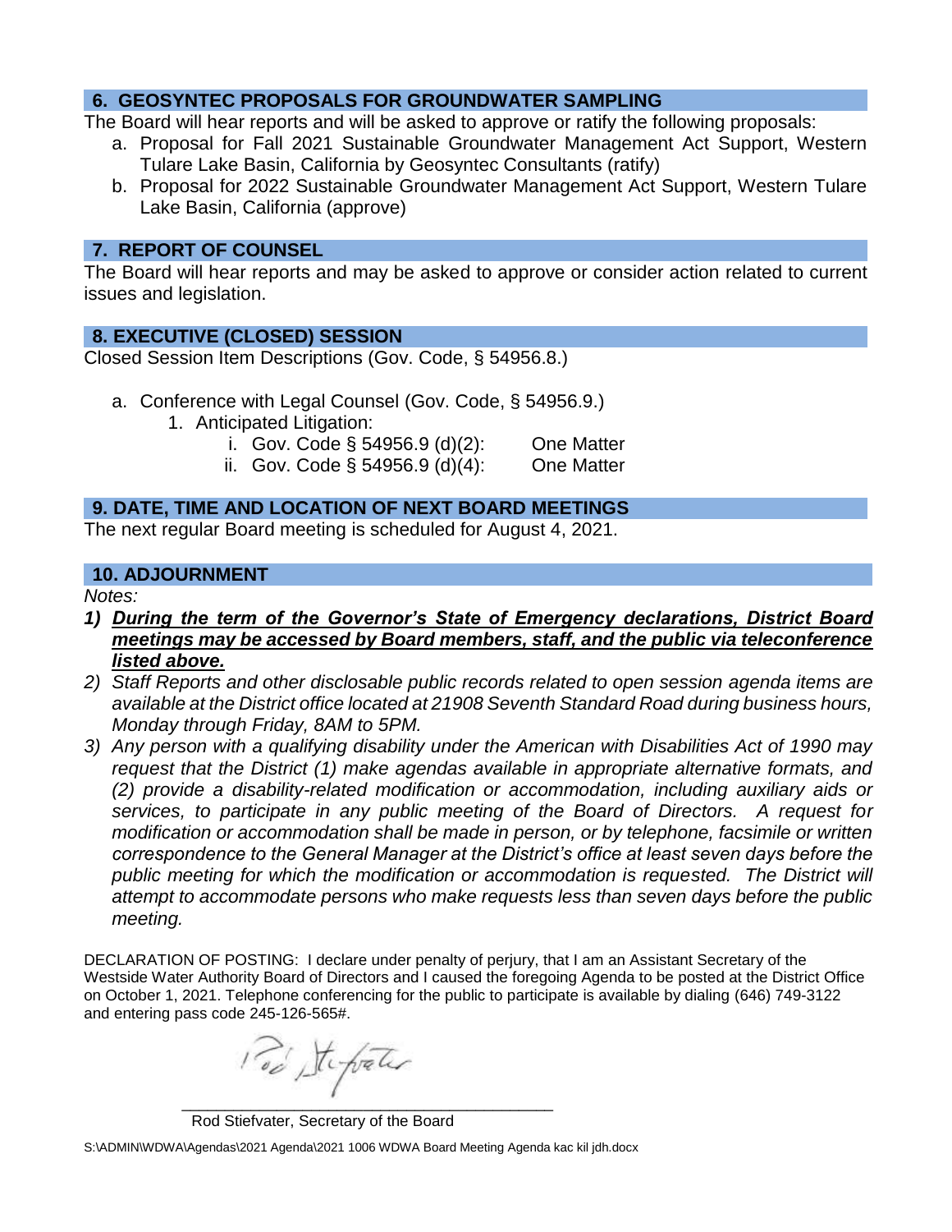## 6. GEOSYNTEC PROPOSALS FOR GROUNDWATER SAMPLING

The Board will hear reports and will be asked to approve or ratify the following proposals:

a. Proposal for Fall 2021 Sustainable Groundwater Management Act Support, Western Tulare Lake Basin, California by Geosyntec Consultants (ratify)
b. Proposal for 2022 Sustainable Groundwater Management Act Support, Western Tulare Lake Basin, California (approve)

## 7. REPORT OF COUNSEL

The Board will hear reports and may be asked to approve or consider action related to current issues and legislation.

## 8. EXECUTIVE (CLOSED) SESSION

Closed Session Item Descriptions (Gov. Code, § 54956.8.)

a. Conference with Legal Counsel (Gov. Code, § 54956.9.)
   1. Anticipated Litigation:
      i. Gov. Code § 54956.9 (d)(2): One Matter
      ii. Gov. Code § 54956.9 (d)(4): One Matter

## 9. DATE, TIME AND LOCATION OF NEXT BOARD MEETINGS

The next regular Board meeting is scheduled for August 4, 2021.

## 10. ADJOURNMENT

*Notes:*

1) ***<u>During the term of the Governor's State of Emergency declarations, District Board meetings may be accessed by Board members, staff, and the public via teleconference listed above.</u>***
2) *Staff Reports and other disclosable public records related to open session agenda items are available at the District office located at 21908 Seventh Standard Road during business hours, Monday through Friday, 8AM to 5PM.*
3) *Any person with a qualifying disability under the American with Disabilities Act of 1990 may request that the District (1) make agendas available in appropriate alternative formats, and (2) provide a disability-related modification or accommodation, including auxiliary aids or services, to participate in any public meeting of the Board of Directors. A request for modification or accommodation shall be made in person, or by telephone, facsimile or written correspondence to the General Manager at the District's office at least seven days before the public meeting for which the modification or accommodation is requested. The District will attempt to accommodate persons who make requests less than seven days before the public meeting.*

DECLARATION OF POSTING: I declare under penalty of perjury, that I am an Assistant Secretary of the Westside Water Authority Board of Directors and I caused the foregoing Agenda to be posted at the District Office on October 1, 2021. Telephone conferencing for the public to participate is available by dialing (646) 749-3122 and entering pass code 245-126-565#.

Rod Stiefvater

\_\_\_\_\_\_\_\_\_\_\_\_\_\_\_\_\_\_\_\_\_\_\_\_\_\_\_\_\_\_\_\_\_\_\_\_\_\_\_\_

Rod Stiefvater, Secretary of the Board

S:\ADMIN\WDWA\Agendas\2021 Agenda\2021 1006 WDWA Board Meeting Agenda kac kil jdh.docx